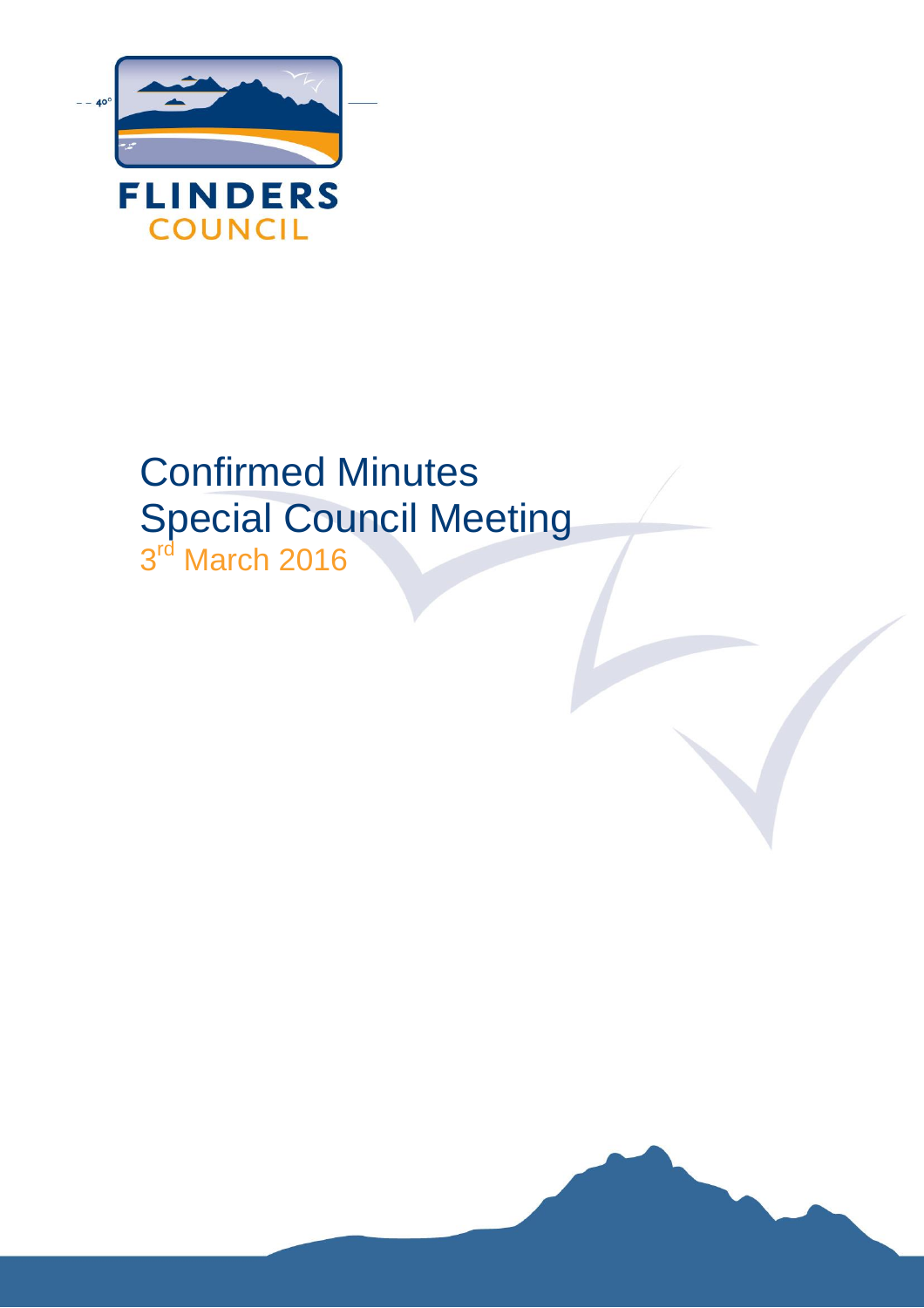FLINDERS
COUNCIL

# Confirmed Minutes
# Special Council Meeting

3rd March 2016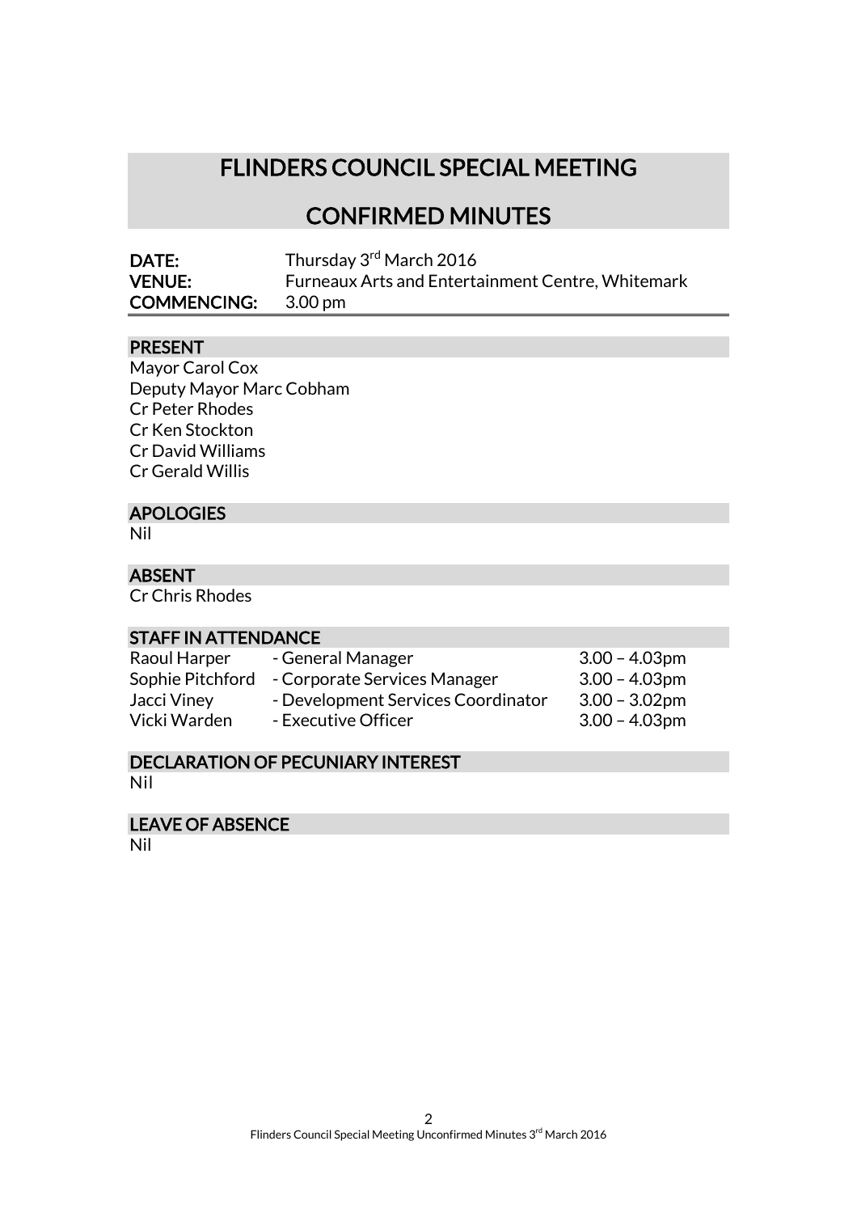# FLINDERS COUNCIL SPECIAL MEETING

# CONFIRMED MINUTES

**DATE:** Thursday 3rd March 2016
**VENUE:** Furneaux Arts and Entertainment Centre, Whitemark
**COMMENCING:** 3.00 pm

## PRESENT

Mayor Carol Cox
Deputy Mayor Marc Cobham
Cr Peter Rhodes
Cr Ken Stockton
Cr David Williams
Cr Gerald Willis

## APOLOGIES

Nil

## ABSENT

Cr Chris Rhodes

## STAFF IN ATTENDANCE

| | | |
|---|---|---|
| Raoul Harper | - General Manager | 3.00 – 4.03pm |
| Sophie Pitchford | - Corporate Services Manager | 3.00 – 4.03pm |
| Jacci Viney | - Development Services Coordinator | 3.00 – 3.02pm |
| Vicki Warden | - Executive Officer | 3.00 – 4.03pm |

## DECLARATION OF PECUNIARY INTEREST

Nil

## LEAVE OF ABSENCE

Nil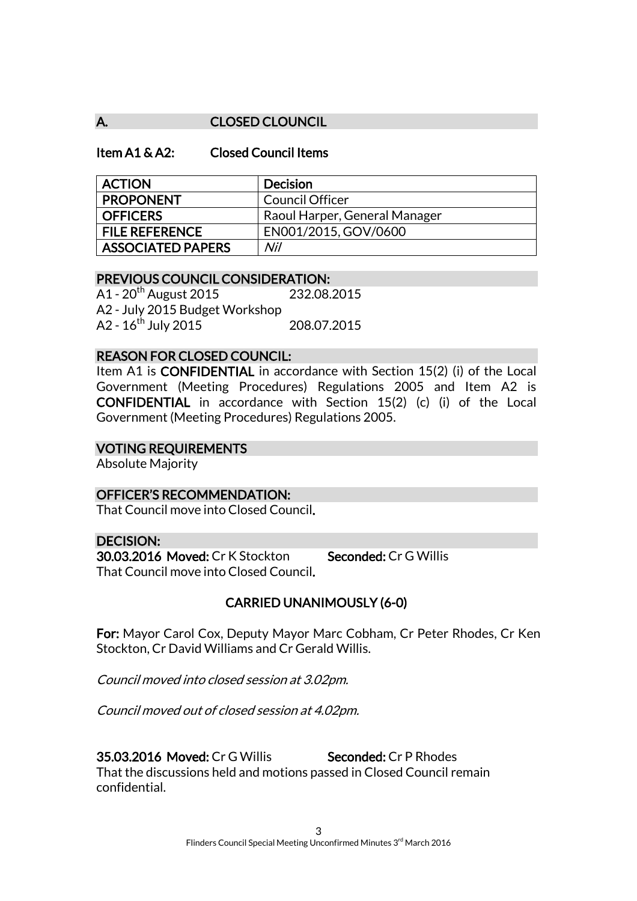## A. CLOSED CLOUNCIL

### Item A1 & A2: Closed Council Items

| ACTION | Decision |
|---|---|
| PROPONENT | Council Officer |
| OFFICERS | Raoul Harper, General Manager |
| FILE REFERENCE | EN001/2015, GOV/0600 |
| ASSOCIATED PAPERS | *Nil* |

### PREVIOUS COUNCIL CONSIDERATION:

A1 - 20th August 2015 232.08.2015
A2 - July 2015 Budget Workshop
A2 - 16th July 2015 208.07.2015

### REASON FOR CLOSED COUNCIL:

Item A1 is **CONFIDENTIAL** in accordance with Section 15(2) (i) of the Local Government (Meeting Procedures) Regulations 2005 and Item A2 is **CONFIDENTIAL** in accordance with Section 15(2) (c) (i) of the Local Government (Meeting Procedures) Regulations 2005.

### VOTING REQUIREMENTS

Absolute Majority

### OFFICER'S RECOMMENDATION:

That Council move into Closed Council.

### DECISION:

**30.03.2016 Moved:** Cr K Stockton **Seconded:** Cr G Willis
That Council move into Closed Council.

**CARRIED UNANIMOUSLY (6-0)**

**For:** Mayor Carol Cox, Deputy Mayor Marc Cobham, Cr Peter Rhodes, Cr Ken Stockton, Cr David Williams and Cr Gerald Willis.

*Council moved into closed session at 3.02pm.*

*Council moved out of closed session at 4.02pm.*

**35.03.2016 Moved:** Cr G Willis **Seconded:** Cr P Rhodes
That the discussions held and motions passed in Closed Council remain confidential.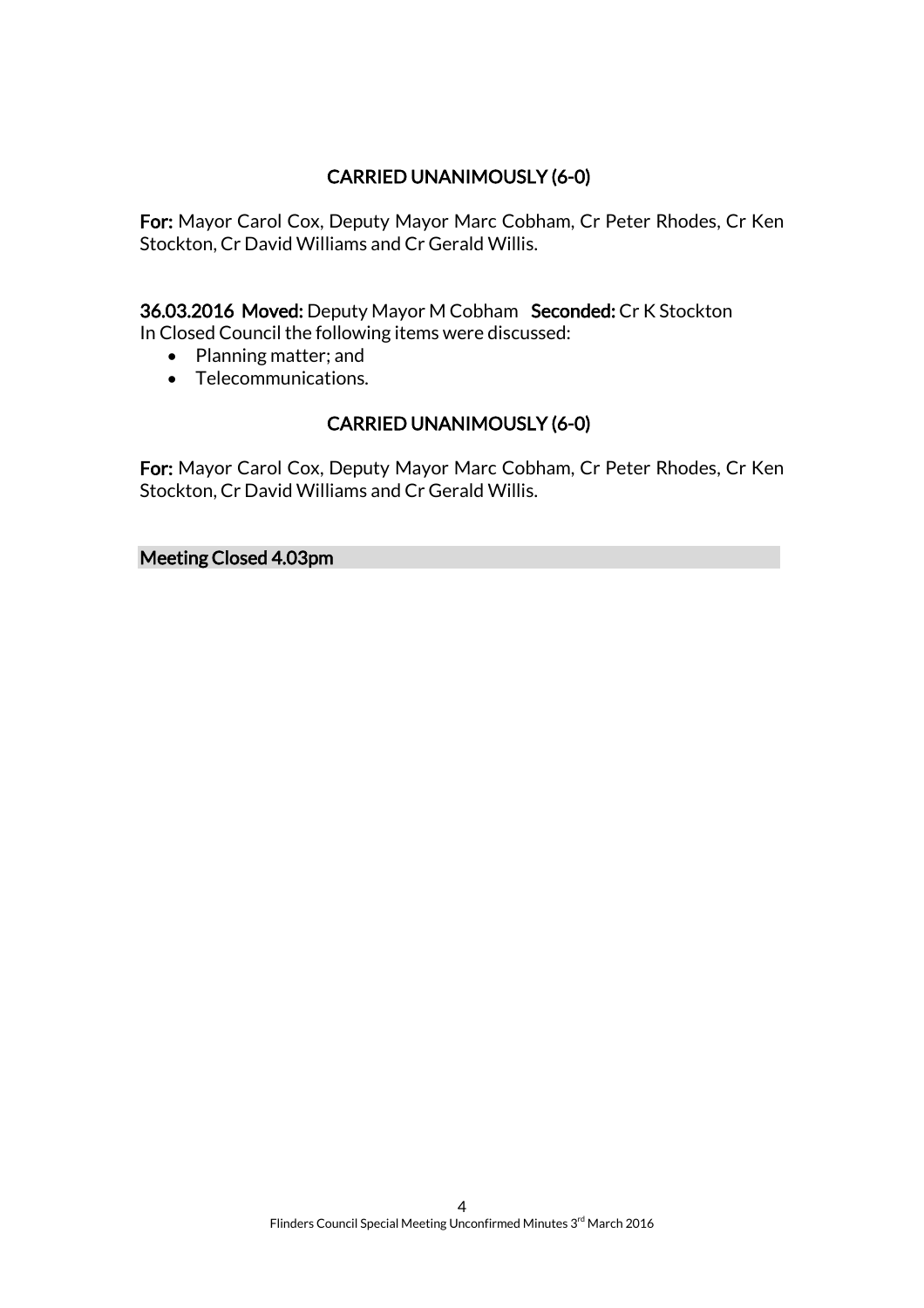**CARRIED UNANIMOUSLY (6-0)**

**For:** Mayor Carol Cox, Deputy Mayor Marc Cobham, Cr Peter Rhodes, Cr Ken Stockton, Cr David Williams and Cr Gerald Willis.

**36.03.2016 Moved:** Deputy Mayor M Cobham **Seconded:** Cr K Stockton
In Closed Council the following items were discussed:

- Planning matter; and
- Telecommunications.

**CARRIED UNANIMOUSLY (6-0)**

**For:** Mayor Carol Cox, Deputy Mayor Marc Cobham, Cr Peter Rhodes, Cr Ken Stockton, Cr David Williams and Cr Gerald Willis.

**Meeting Closed 4.03pm**